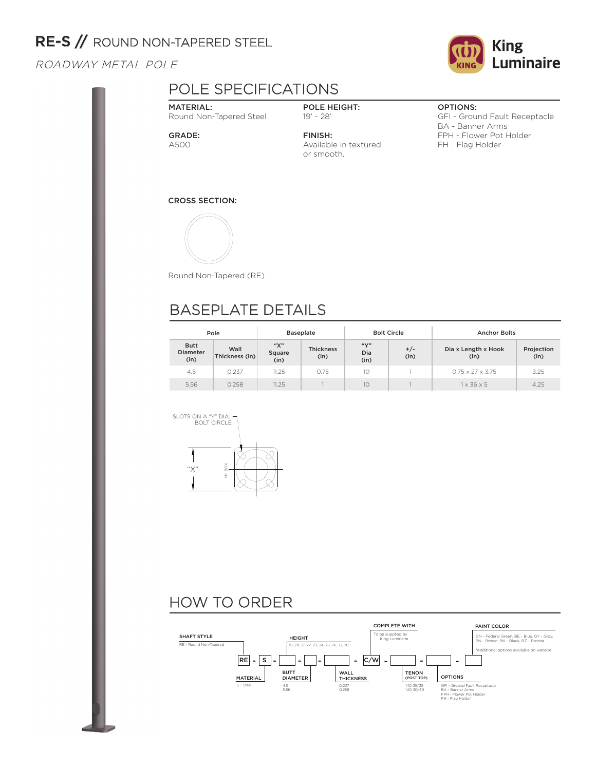# RE-S // ROUND NON-TAPERED STEEL

*ROADWAY METAL POLE*

King Luminaire

## POLE SPECIFICATIONS

**MATERIAL:**
Round Non-Tapered Steel

**GRADE:**
A500

**POLE HEIGHT:**
19' - 28'

**FINISH:**
Available in textured or smooth.

**OPTIONS:**
GFI - Ground Fault Receptacle
BA - Banner Arms
FPH - Flower Pot Holder
FH - Flag Holder

**CROSS SECTION:**

Round Non-Tapered (RE)

## BASEPLATE DETAILS

| Pole | | Baseplate | | Bolt Circle | | Anchor Bolts | |
|---|---|---|---|---|---|---|---|
| Butt Diameter (in) | Wall Thickness (in) | "X" Square (in) | Thickness (in) | "Y" Dia (in) | +/- (in) | Dia x Length x Hook (in) | Projection (in) |
| 4.5 | 0.237 | 11.25 | 0.75 | 10 | 1 | 0.75 x 27 x 3.75 | 3.25 |
| 5.56 | 0.258 | 11.25 | 1 | 10 | 1 | 1 x 36 x 5 | 4.25 |

SLOTS ON A "Y" DIA. BOLT CIRCLE

"X"

HH BOX

## HOW TO ORDER

RE - S - ☐ - ☐ - ☐ - C/W - ☐ - ☐ - ☐

**SHAFT STYLE**
RE - Round Non-Tapered

**MATERIAL**
S - Steel

**HEIGHT**
19, 20, 21, 22, 23, 24, 25, 26, 27, 28

**BUTT DIAMETER**
4.5
5.56

**WALL THICKNESS**
0.237
0.258

**COMPLETE WITH**
To be supplied by King Luminaire

**TENON (POST TOP)**
140 35/35
140 30/30

**OPTIONS**
GFI - Ground Fault Receptacle
BA - Banner Arms
FPH - Flower Pot Holder
FH - Flag Holder

**PAINT COLOR**
GN - Federal Green, BE - Blue, GY - Gray, BN - Brown, BK - Black, BZ - Bronze

*Additional options available on website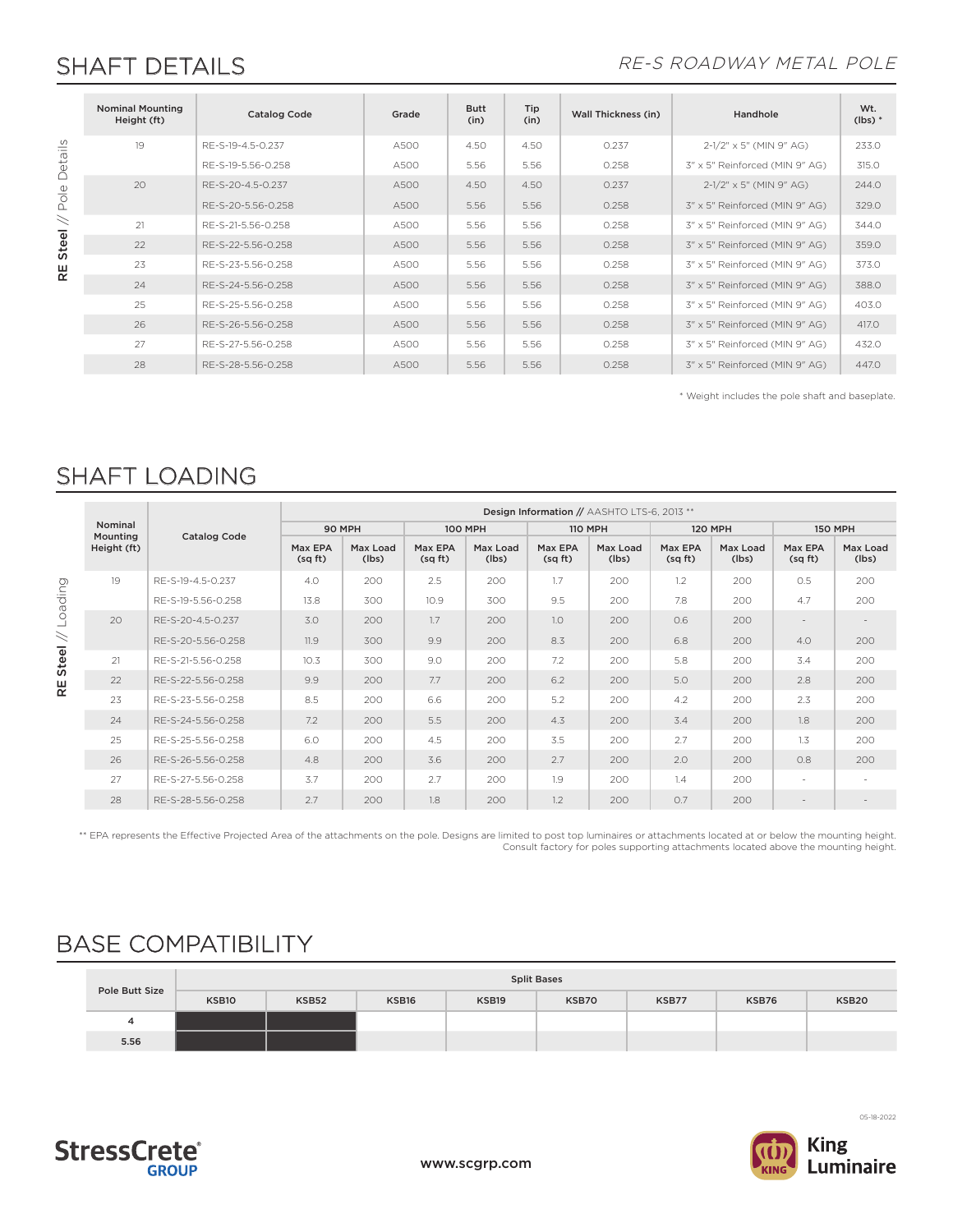## SHAFT DETAILS

*RE-S ROADWAY METAL POLE*

RE Steel // Pole Details

| Nominal Mounting Height (ft) | Catalog Code | Grade | Butt (in) | Tip (in) | Wall Thickness (in) | Handhole | Wt. (lbs) * |
|---|---|---|---|---|---|---|---|
| 19 | RE-S-19-4.5-0.237 | A500 | 4.50 | 4.50 | 0.237 | 2-1/2" x 5" (MIN 9" AG) | 233.0 |
| | RE-S-19-5.56-0.258 | A500 | 5.56 | 5.56 | 0.258 | 3" x 5" Reinforced (MIN 9" AG) | 315.0 |
| 20 | RE-S-20-4.5-0.237 | A500 | 4.50 | 4.50 | 0.237 | 2-1/2" x 5" (MIN 9" AG) | 244.0 |
| | RE-S-20-5.56-0.258 | A500 | 5.56 | 5.56 | 0.258 | 3" x 5" Reinforced (MIN 9" AG) | 329.0 |
| 21 | RE-S-21-5.56-0.258 | A500 | 5.56 | 5.56 | 0.258 | 3" x 5" Reinforced (MIN 9" AG) | 344.0 |
| 22 | RE-S-22-5.56-0.258 | A500 | 5.56 | 5.56 | 0.258 | 3" x 5" Reinforced (MIN 9" AG) | 359.0 |
| 23 | RE-S-23-5.56-0.258 | A500 | 5.56 | 5.56 | 0.258 | 3" x 5" Reinforced (MIN 9" AG) | 373.0 |
| 24 | RE-S-24-5.56-0.258 | A500 | 5.56 | 5.56 | 0.258 | 3" x 5" Reinforced (MIN 9" AG) | 388.0 |
| 25 | RE-S-25-5.56-0.258 | A500 | 5.56 | 5.56 | 0.258 | 3" x 5" Reinforced (MIN 9" AG) | 403.0 |
| 26 | RE-S-26-5.56-0.258 | A500 | 5.56 | 5.56 | 0.258 | 3" x 5" Reinforced (MIN 9" AG) | 417.0 |
| 27 | RE-S-27-5.56-0.258 | A500 | 5.56 | 5.56 | 0.258 | 3" x 5" Reinforced (MIN 9" AG) | 432.0 |
| 28 | RE-S-28-5.56-0.258 | A500 | 5.56 | 5.56 | 0.258 | 3" x 5" Reinforced (MIN 9" AG) | 447.0 |

* Weight includes the pole shaft and baseplate.

## SHAFT LOADING

RE Steel // Loading

| Nominal Mounting Height (ft) | Catalog Code | Design Information // AASHTO LTS-6, 2013 ** | | | | | | | | | |
|---|---|---|---|---|---|---|---|---|---|---|---|
| | | 90 MPH | | 100 MPH | | 110 MPH | | 120 MPH | | 150 MPH | |
| | | Max EPA (sq ft) | Max Load (lbs) | Max EPA (sq ft) | Max Load (lbs) | Max EPA (sq ft) | Max Load (lbs) | Max EPA (sq ft) | Max Load (lbs) | Max EPA (sq ft) | Max Load (lbs) |
| 19 | RE-S-19-4.5-0.237 | 4.0 | 200 | 2.5 | 200 | 1.7 | 200 | 1.2 | 200 | 0.5 | 200 |
| | RE-S-19-5.56-0.258 | 13.8 | 300 | 10.9 | 300 | 9.5 | 200 | 7.8 | 200 | 4.7 | 200 |
| 20 | RE-S-20-4.5-0.237 | 3.0 | 200 | 1.7 | 200 | 1.0 | 200 | 0.6 | 200 | - | - |
| | RE-S-20-5.56-0.258 | 11.9 | 300 | 9.9 | 200 | 8.3 | 200 | 6.8 | 200 | 4.0 | 200 |
| 21 | RE-S-21-5.56-0.258 | 10.3 | 300 | 9.0 | 200 | 7.2 | 200 | 5.8 | 200 | 3.4 | 200 |
| 22 | RE-S-22-5.56-0.258 | 9.9 | 200 | 7.7 | 200 | 6.2 | 200 | 5.0 | 200 | 2.8 | 200 |
| 23 | RE-S-23-5.56-0.258 | 8.5 | 200 | 6.6 | 200 | 5.2 | 200 | 4.2 | 200 | 2.3 | 200 |
| 24 | RE-S-24-5.56-0.258 | 7.2 | 200 | 5.5 | 200 | 4.3 | 200 | 3.4 | 200 | 1.8 | 200 |
| 25 | RE-S-25-5.56-0.258 | 6.0 | 200 | 4.5 | 200 | 3.5 | 200 | 2.7 | 200 | 1.3 | 200 |
| 26 | RE-S-26-5.56-0.258 | 4.8 | 200 | 3.6 | 200 | 2.7 | 200 | 2.0 | 200 | 0.8 | 200 |
| 27 | RE-S-27-5.56-0.258 | 3.7 | 200 | 2.7 | 200 | 1.9 | 200 | 1.4 | 200 | - | - |
| 28 | RE-S-28-5.56-0.258 | 2.7 | 200 | 1.8 | 200 | 1.2 | 200 | 0.7 | 200 | - | - |

** EPA represents the Effective Projected Area of the attachments on the pole. Designs are limited to post top luminaires or attachments located at or below the mounting height. Consult factory for poles supporting attachments located above the mounting height.

## BASE COMPATIBILITY

| Pole Butt Size | Split Bases | | | | | | | |
|---|---|---|---|---|---|---|---|---|
| | KSB10 | KSB52 | KSB16 | KSB19 | KSB70 | KSB77 | KSB76 | KSB20 |
| 4 | ■ | ■ | | | | | | |
| 5.56 | ■ | ■ | | | | | | |

05-18-2022

StressCrete GROUP

www.scgrp.com

King Luminaire